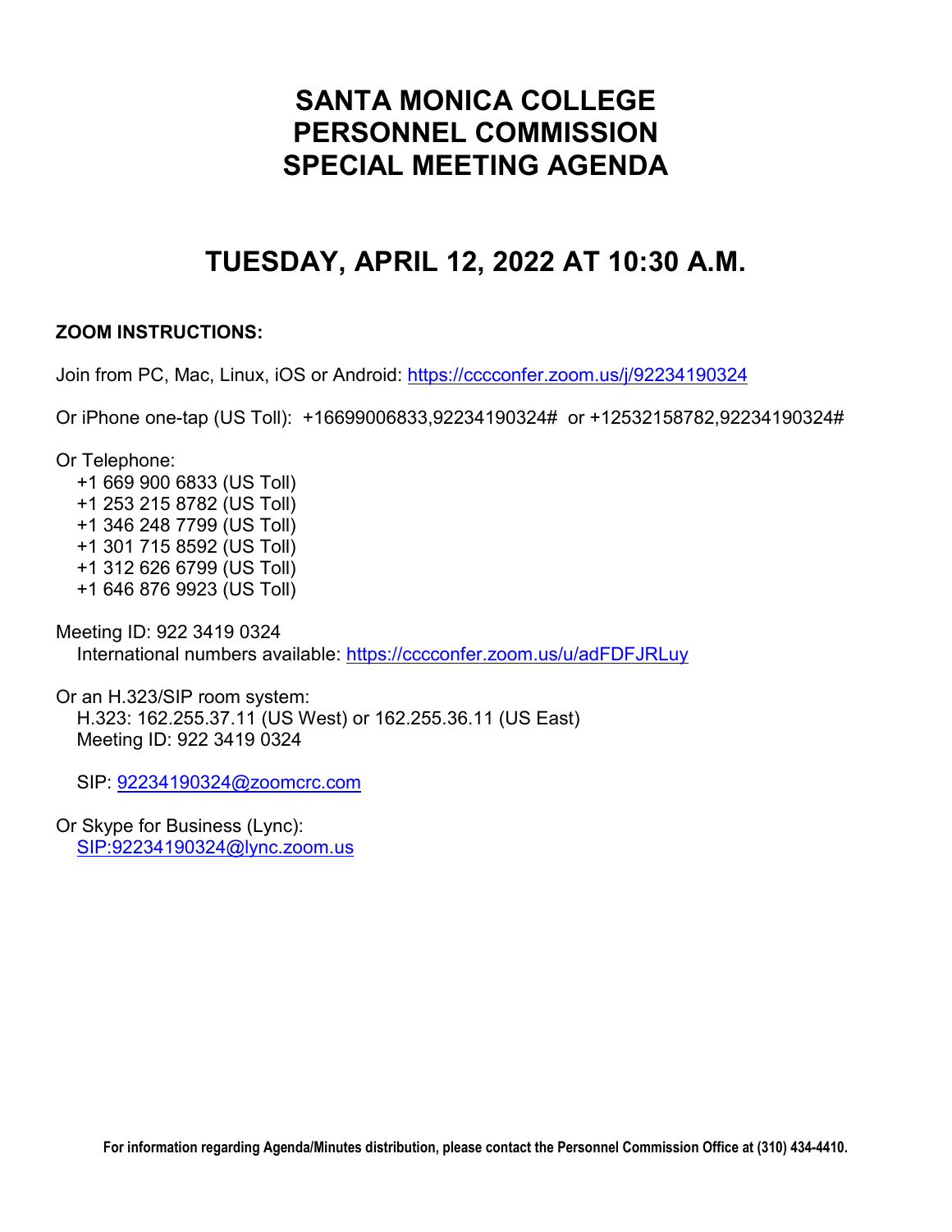# SANTA MONICA COLLEGE PERSONNEL COMMISSION SPECIAL MEETING AGENDA

## TUESDAY, APRIL 12, 2022 AT 10:30 A.M.

**ZOOM INSTRUCTIONS:**

Join from PC, Mac, Linux, iOS or Android: https://cccconfer.zoom.us/j/92234190324

Or iPhone one-tap (US Toll): +16699006833,92234190324# or +12532158782,92234190324#

Or Telephone:
- +1 669 900 6833 (US Toll)
- +1 253 215 8782 (US Toll)
- +1 346 248 7799 (US Toll)
- +1 301 715 8592 (US Toll)
- +1 312 626 6799 (US Toll)
- +1 646 876 9923 (US Toll)

Meeting ID: 922 3419 0324
International numbers available: https://cccconfer.zoom.us/u/adFDFJRLuy

Or an H.323/SIP room system:
H.323: 162.255.37.11 (US West) or 162.255.36.11 (US East)
Meeting ID: 922 3419 0324

SIP: 92234190324@zoomcrc.com

Or Skype for Business (Lync):
SIP:92234190324@lync.zoom.us

**For information regarding Agenda/Minutes distribution, please contact the Personnel Commission Office at (310) 434-4410.**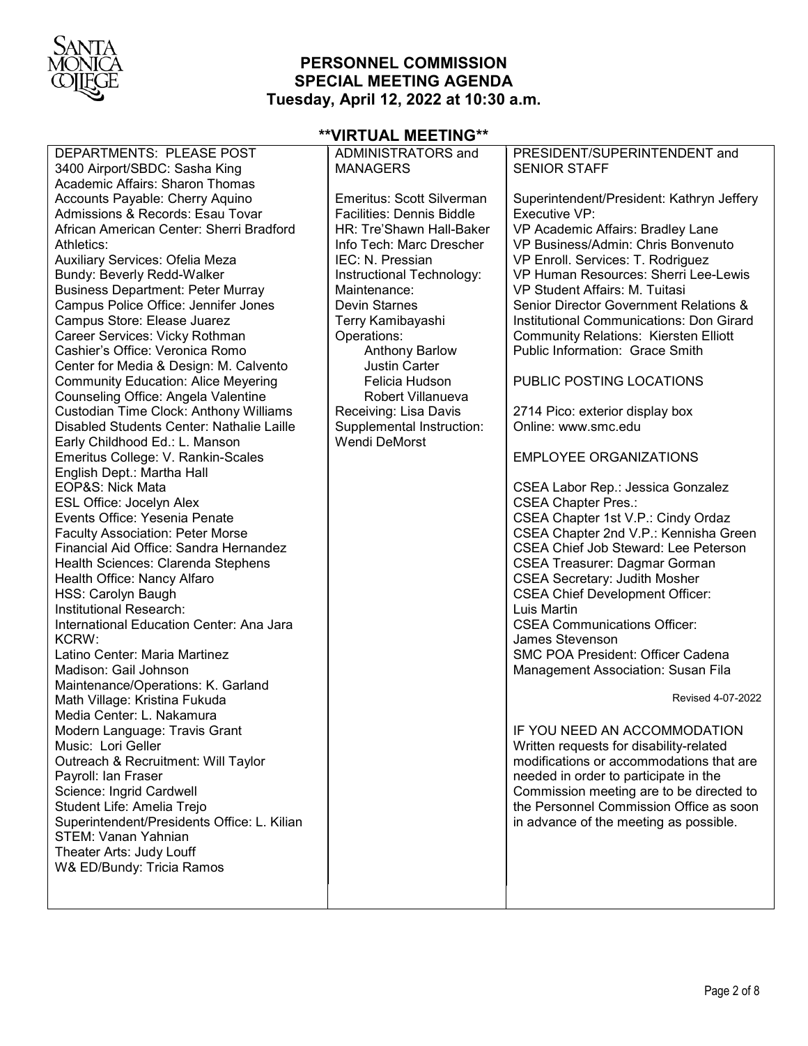# PERSONNEL COMMISSION
## SPECIAL MEETING AGENDA
### Tuesday, April 12, 2022 at 10:30 a.m.

**\*\*VIRTUAL MEETING\*\***

DEPARTMENTS: PLEASE POST

3400 Airport/SBDC: Sasha King
Academic Affairs: Sharon Thomas
Accounts Payable: Cherry Aquino
Admissions & Records: Esau Tovar
African American Center: Sherri Bradford
Athletics:
Auxiliary Services: Ofelia Meza
Bundy: Beverly Redd-Walker
Business Department: Peter Murray
Campus Police Office: Jennifer Jones
Campus Store: Elease Juarez
Career Services: Vicky Rothman
Cashier's Office: Veronica Romo
Center for Media & Design: M. Calvento
Community Education: Alice Meyering
Counseling Office: Angela Valentine
Custodian Time Clock: Anthony Williams
Disabled Students Center: Nathalie Laille
Early Childhood Ed.: L. Manson
Emeritus College: V. Rankin-Scales
English Dept.: Martha Hall
EOP&S: Nick Mata
ESL Office: Jocelyn Alex
Events Office: Yesenia Penate
Faculty Association: Peter Morse
Financial Aid Office: Sandra Hernandez
Health Sciences: Clarenda Stephens
Health Office: Nancy Alfaro
HSS: Carolyn Baugh
Institutional Research:
International Education Center: Ana Jara
KCRW:
Latino Center: Maria Martinez
Madison: Gail Johnson
Maintenance/Operations: K. Garland
Math Village: Kristina Fukuda
Media Center: L. Nakamura
Modern Language: Travis Grant
Music: Lori Geller
Outreach & Recruitment: Will Taylor
Payroll: Ian Fraser
Science: Ingrid Cardwell
Student Life: Amelia Trejo
Superintendent/Presidents Office: L. Kilian
STEM: Vanan Yahnian
Theater Arts: Judy Louff
W& ED/Bundy: Tricia Ramos

ADMINISTRATORS and MANAGERS

Emeritus: Scott Silverman
Facilities: Dennis Biddle
HR: Tre'Shawn Hall-Baker
Info Tech: Marc Drescher
IEC: N. Pressian
Instructional Technology:
Maintenance:
Devin Starnes
Terry Kamibayashi
Operations:
- Anthony Barlow
- Justin Carter
- Felicia Hudson
- Robert Villanueva

Receiving: Lisa Davis
Supplemental Instruction:
Wendi DeMorst

PRESIDENT/SUPERINTENDENT and SENIOR STAFF

Superintendent/President: Kathryn Jeffery
Executive VP:
VP Academic Affairs: Bradley Lane
VP Business/Admin: Chris Bonvenuto
VP Enroll. Services: T. Rodriguez
VP Human Resources: Sherri Lee-Lewis
VP Student Affairs: M. Tuitasi
Senior Director Government Relations & Institutional Communications: Don Girard
Community Relations: Kiersten Elliott
Public Information: Grace Smith

PUBLIC POSTING LOCATIONS

2714 Pico: exterior display box
Online: www.smc.edu

EMPLOYEE ORGANIZATIONS

CSEA Labor Rep.: Jessica Gonzalez
CSEA Chapter Pres.:
CSEA Chapter 1st V.P.: Cindy Ordaz
CSEA Chapter 2nd V.P.: Kennisha Green
CSEA Chief Job Steward: Lee Peterson
CSEA Treasurer: Dagmar Gorman
CSEA Secretary: Judith Mosher
CSEA Chief Development Officer: Luis Martin
CSEA Communications Officer: James Stevenson
SMC POA President: Officer Cadena
Management Association: Susan Fila

Revised 4-07-2022

IF YOU NEED AN ACCOMMODATION

Written requests for disability-related modifications or accommodations that are needed in order to participate in the Commission meeting are to be directed to the Personnel Commission Office as soon in advance of the meeting as possible.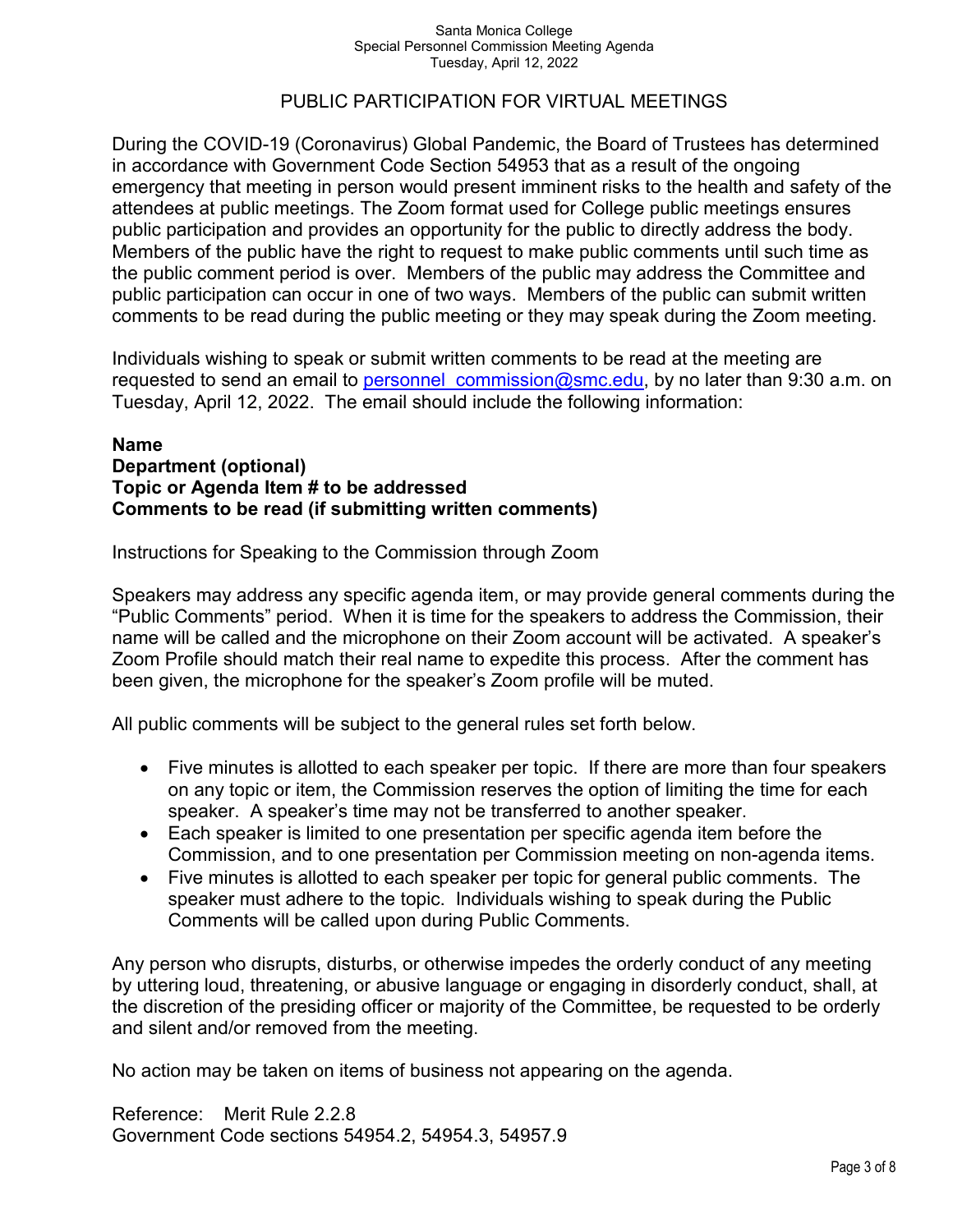## PUBLIC PARTICIPATION FOR VIRTUAL MEETINGS

During the COVID-19 (Coronavirus) Global Pandemic, the Board of Trustees has determined in accordance with Government Code Section 54953 that as a result of the ongoing emergency that meeting in person would present imminent risks to the health and safety of the attendees at public meetings. The Zoom format used for College public meetings ensures public participation and provides an opportunity for the public to directly address the body. Members of the public have the right to request to make public comments until such time as the public comment period is over. Members of the public may address the Committee and public participation can occur in one of two ways. Members of the public can submit written comments to be read during the public meeting or they may speak during the Zoom meeting.

Individuals wishing to speak or submit written comments to be read at the meeting are requested to send an email to personnel_commission@smc.edu, by no later than 9:30 a.m. on Tuesday, April 12, 2022. The email should include the following information:

**Name**
**Department (optional)**
**Topic or Agenda Item # to be addressed**
**Comments to be read (if submitting written comments)**

Instructions for Speaking to the Commission through Zoom

Speakers may address any specific agenda item, or may provide general comments during the "Public Comments" period. When it is time for the speakers to address the Commission, their name will be called and the microphone on their Zoom account will be activated. A speaker's Zoom Profile should match their real name to expedite this process. After the comment has been given, the microphone for the speaker's Zoom profile will be muted.

All public comments will be subject to the general rules set forth below.

- Five minutes is allotted to each speaker per topic. If there are more than four speakers on any topic or item, the Commission reserves the option of limiting the time for each speaker. A speaker's time may not be transferred to another speaker.
- Each speaker is limited to one presentation per specific agenda item before the Commission, and to one presentation per Commission meeting on non-agenda items.
- Five minutes is allotted to each speaker per topic for general public comments. The speaker must adhere to the topic. Individuals wishing to speak during the Public Comments will be called upon during Public Comments.

Any person who disrupts, disturbs, or otherwise impedes the orderly conduct of any meeting by uttering loud, threatening, or abusive language or engaging in disorderly conduct, shall, at the discretion of the presiding officer or majority of the Committee, be requested to be orderly and silent and/or removed from the meeting.

No action may be taken on items of business not appearing on the agenda.

Reference: Merit Rule 2.2.8
Government Code sections 54954.2, 54954.3, 54957.9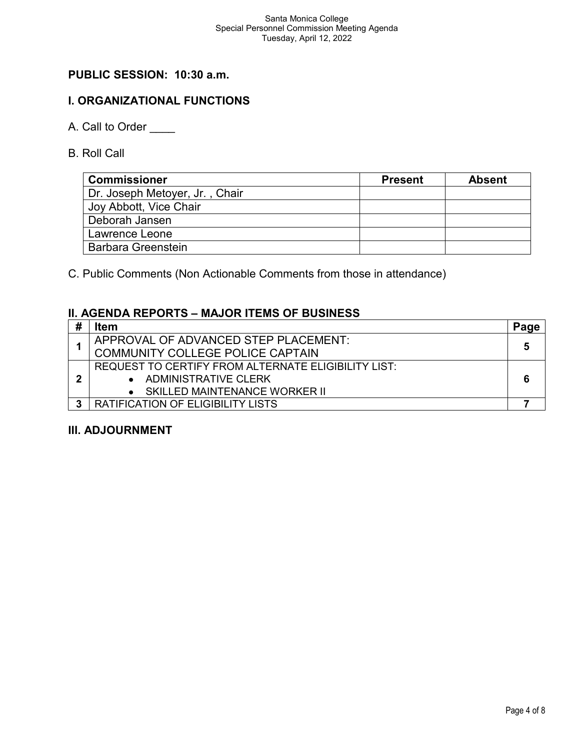## PUBLIC SESSION: 10:30 a.m.

## I. ORGANIZATIONAL FUNCTIONS

A. Call to Order ____

B. Roll Call

| Commissioner | Present | Absent |
|---|---|---|
| Dr. Joseph Metoyer, Jr. , Chair | | |
| Joy Abbott, Vice Chair | | |
| Deborah Jansen | | |
| Lawrence Leone | | |
| Barbara Greenstein | | |

C. Public Comments (Non Actionable Comments from those in attendance)

## II. AGENDA REPORTS – MAJOR ITEMS OF BUSINESS

| # | Item | Page |
|---|---|---|
| 1 | APPROVAL OF ADVANCED STEP PLACEMENT: COMMUNITY COLLEGE POLICE CAPTAIN | 5 |
| 2 | REQUEST TO CERTIFY FROM ALTERNATE ELIGIBILITY LIST: • ADMINISTRATIVE CLERK • SKILLED MAINTENANCE WORKER II | 6 |
| 3 | RATIFICATION OF ELIGIBILITY LISTS | 7 |

## III. ADJOURNMENT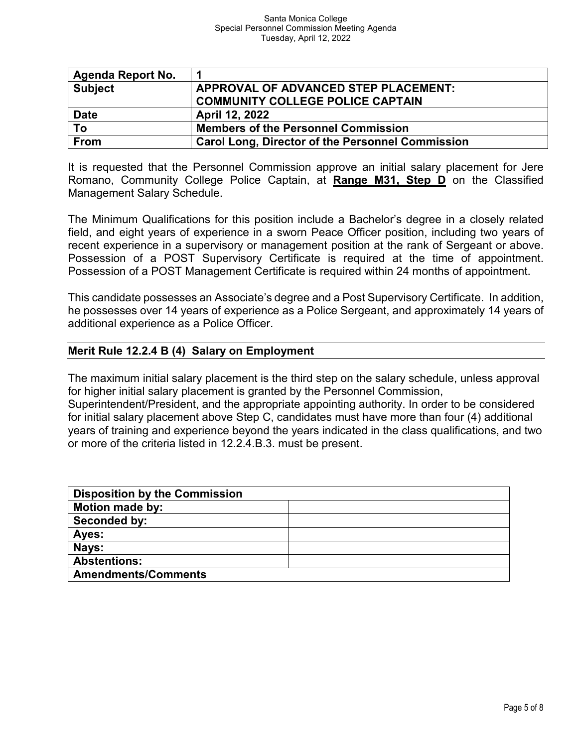| | |
|---|---|
| **Agenda Report No.** | **1** |
| **Subject** | **APPROVAL OF ADVANCED STEP PLACEMENT: COMMUNITY COLLEGE POLICE CAPTAIN** |
| **Date** | **April 12, 2022** |
| **To** | **Members of the Personnel Commission** |
| **From** | **Carol Long, Director of the Personnel Commission** |

It is requested that the Personnel Commission approve an initial salary placement for Jere Romano, Community College Police Captain, at **Range M31, Step D** on the Classified Management Salary Schedule.

The Minimum Qualifications for this position include a Bachelor's degree in a closely related field, and eight years of experience in a sworn Peace Officer position, including two years of recent experience in a supervisory or management position at the rank of Sergeant or above. Possession of a POST Supervisory Certificate is required at the time of appointment. Possession of a POST Management Certificate is required within 24 months of appointment.

This candidate possesses an Associate's degree and a Post Supervisory Certificate. In addition, he possesses over 14 years of experience as a Police Sergeant, and approximately 14 years of additional experience as a Police Officer.

## Merit Rule 12.2.4 B (4) Salary on Employment

The maximum initial salary placement is the third step on the salary schedule, unless approval for higher initial salary placement is granted by the Personnel Commission, Superintendent/President, and the appropriate appointing authority. In order to be considered for initial salary placement above Step C, candidates must have more than four (4) additional years of training and experience beyond the years indicated in the class qualifications, and two or more of the criteria listed in 12.2.4.B.3. must be present.

| **Disposition by the Commission** | |
|---|---|
| **Motion made by:** | |
| **Seconded by:** | |
| **Ayes:** | |
| **Nays:** | |
| **Abstentions:** | |
| **Amendments/Comments** | |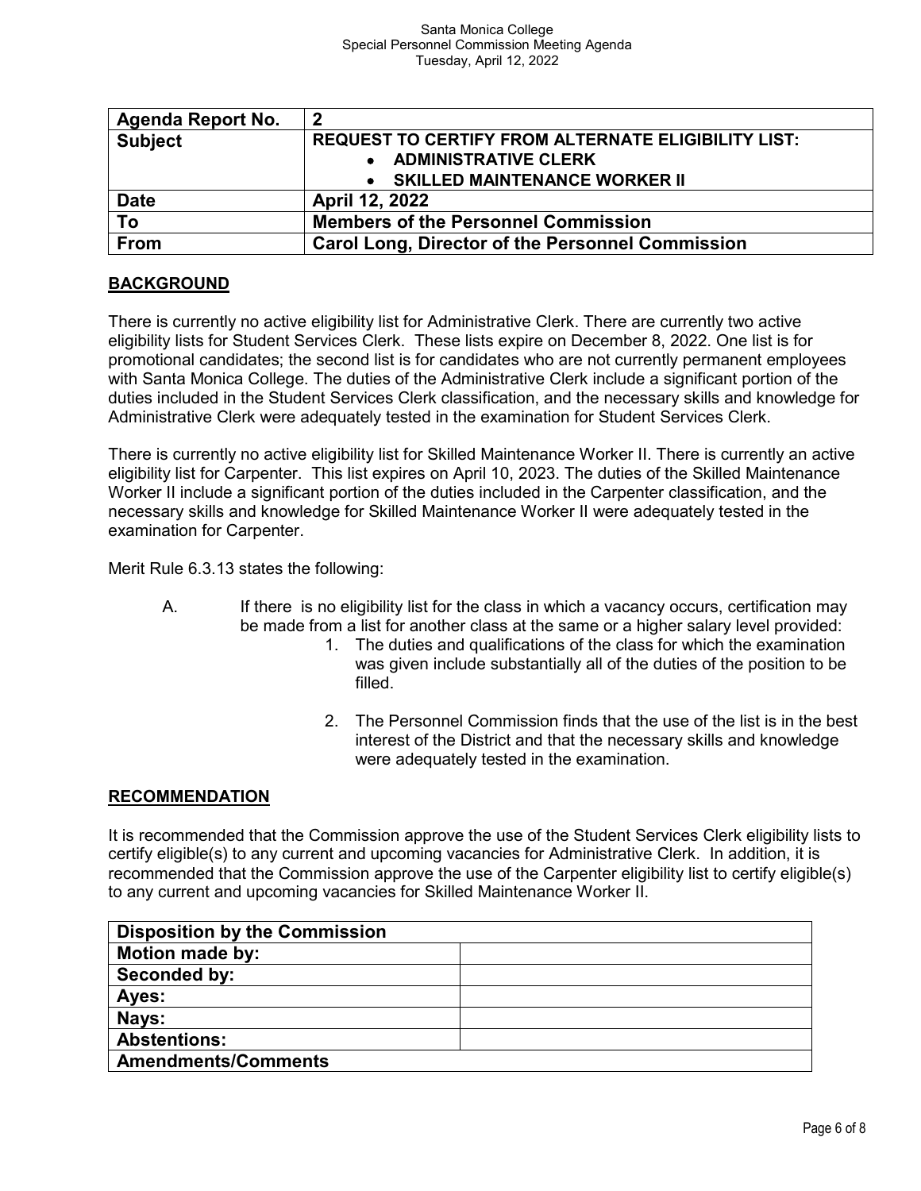| Agenda Report No. | 2 |
|---|---|
| Subject | **REQUEST TO CERTIFY FROM ALTERNATE ELIGIBILITY LIST:**<br>• **ADMINISTRATIVE CLERK**<br>• **SKILLED MAINTENANCE WORKER II** |
| Date | April 12, 2022 |
| To | Members of the Personnel Commission |
| From | Carol Long, Director of the Personnel Commission |

## BACKGROUND

There is currently no active eligibility list for Administrative Clerk. There are currently two active eligibility lists for Student Services Clerk. These lists expire on December 8, 2022. One list is for promotional candidates; the second list is for candidates who are not currently permanent employees with Santa Monica College. The duties of the Administrative Clerk include a significant portion of the duties included in the Student Services Clerk classification, and the necessary skills and knowledge for Administrative Clerk were adequately tested in the examination for Student Services Clerk.

There is currently no active eligibility list for Skilled Maintenance Worker II. There is currently an active eligibility list for Carpenter. This list expires on April 10, 2023. The duties of the Skilled Maintenance Worker II include a significant portion of the duties included in the Carpenter classification, and the necessary skills and knowledge for Skilled Maintenance Worker II were adequately tested in the examination for Carpenter.

Merit Rule 6.3.13 states the following:

A. If there is no eligibility list for the class in which a vacancy occurs, certification may be made from a list for another class at the same or a higher salary level provided:

1. The duties and qualifications of the class for which the examination was given include substantially all of the duties of the position to be filled.

2. The Personnel Commission finds that the use of the list is in the best interest of the District and that the necessary skills and knowledge were adequately tested in the examination.

## RECOMMENDATION

It is recommended that the Commission approve the use of the Student Services Clerk eligibility lists to certify eligible(s) to any current and upcoming vacancies for Administrative Clerk. In addition, it is recommended that the Commission approve the use of the Carpenter eligibility list to certify eligible(s) to any current and upcoming vacancies for Skilled Maintenance Worker II.

| Disposition by the Commission | |
|---|---|
| Motion made by: | |
| Seconded by: | |
| Ayes: | |
| Nays: | |
| Abstentions: | |
| Amendments/Comments | |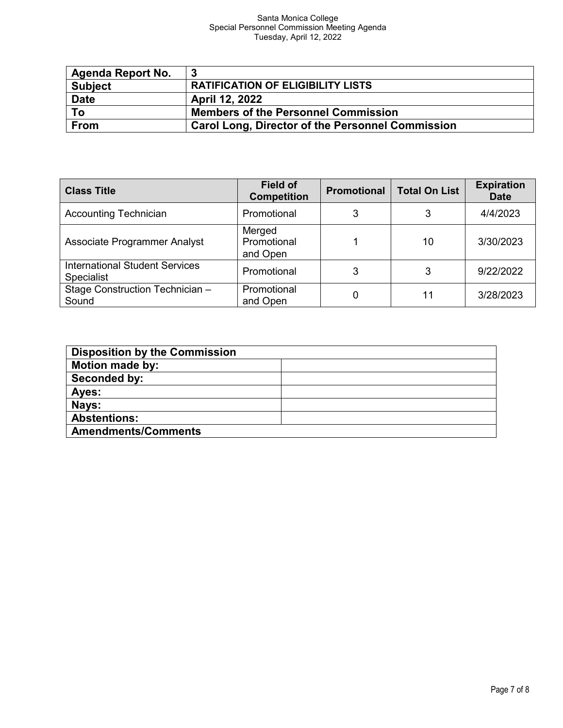| Agenda Report No. | 3 |
|---|---|
| Subject | RATIFICATION OF ELIGIBILITY LISTS |
| Date | April 12, 2022 |
| To | Members of the Personnel Commission |
| From | Carol Long, Director of the Personnel Commission |

| Class Title | Field of Competition | Promotional | Total On List | Expiration Date |
|---|---|---|---|---|
| Accounting Technician | Promotional | 3 | 3 | 4/4/2023 |
| Associate Programmer Analyst | Merged Promotional and Open | 1 | 10 | 3/30/2023 |
| International Student Services Specialist | Promotional | 3 | 3 | 9/22/2022 |
| Stage Construction Technician – Sound | Promotional and Open | 0 | 11 | 3/28/2023 |

| Disposition by the Commission | |
|---|---|
| Motion made by: | |
| Seconded by: | |
| Ayes: | |
| Nays: | |
| Abstentions: | |
| Amendments/Comments | |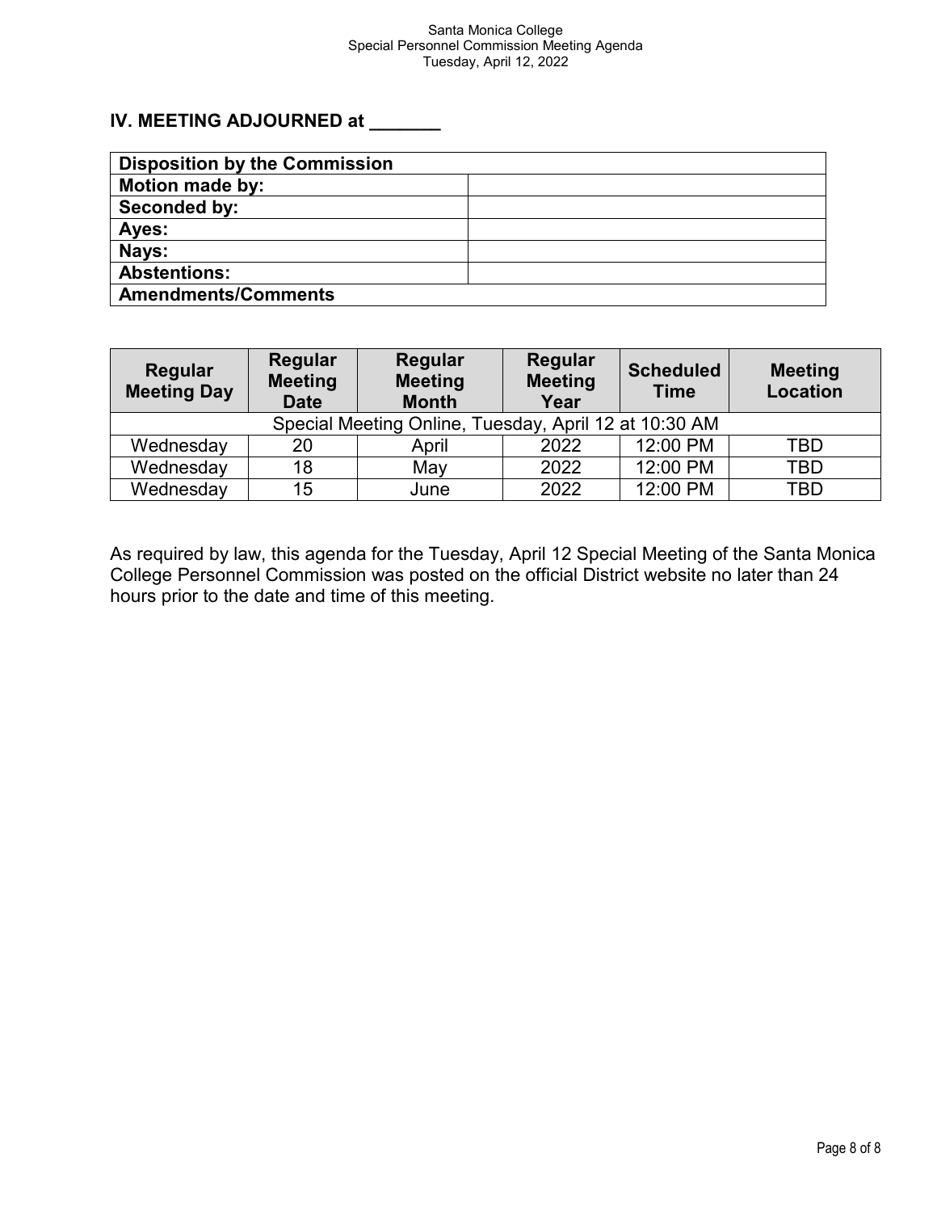## IV. MEETING ADJOURNED at _______

| Disposition by the Commission | |
|---|---|
| **Motion made by:** | |
| **Seconded by:** | |
| **Ayes:** | |
| **Nays:** | |
| **Abstentions:** | |
| **Amendments/Comments** | |

| Regular Meeting Day | Regular Meeting Date | Regular Meeting Month | Regular Meeting Year | Scheduled Time | Meeting Location |
|---|---|---|---|---|---|
| Special Meeting Online, Tuesday, April 12 at 10:30 AM | | | | | |
| Wednesday | 20 | April | 2022 | 12:00 PM | TBD |
| Wednesday | 18 | May | 2022 | 12:00 PM | TBD |
| Wednesday | 15 | June | 2022 | 12:00 PM | TBD |

As required by law, this agenda for the Tuesday, April 12 Special Meeting of the Santa Monica College Personnel Commission was posted on the official District website no later than 24 hours prior to the date and time of this meeting.